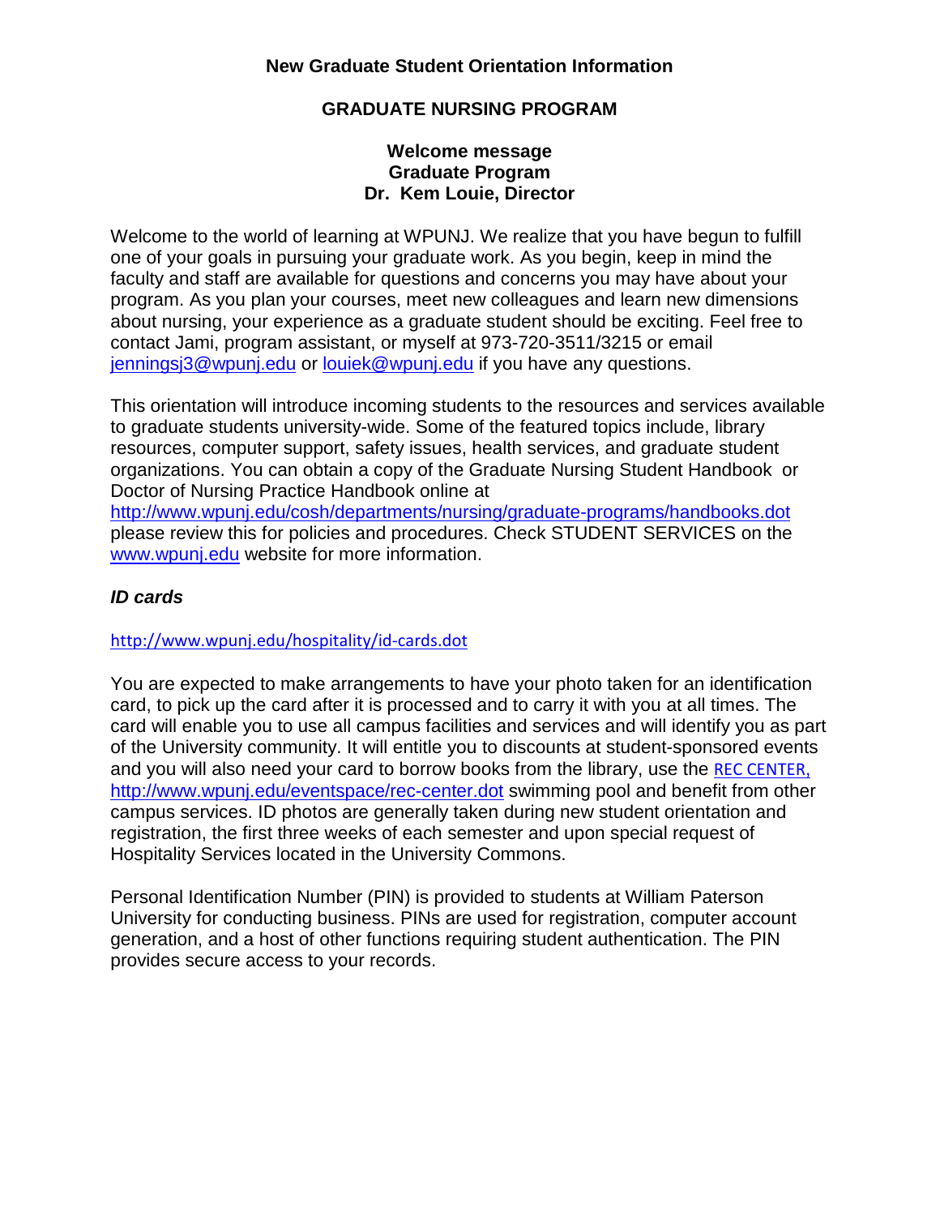**New Graduate Student Orientation Information**

**GRADUATE NURSING PROGRAM**

**Welcome message**
**Graduate Program**
**Dr. Kem Louie, Director**

Welcome to the world of learning at WPUNJ. We realize that you have begun to fulfill one of your goals in pursuing your graduate work. As you begin, keep in mind the faculty and staff are available for questions and concerns you may have about your program. As you plan your courses, meet new colleagues and learn new dimensions about nursing, your experience as a graduate student should be exciting. Feel free to contact Jami, program assistant, or myself at 973-720-3511/3215 or email jenningsj3@wpunj.edu or louiek@wpunj.edu if you have any questions.

This orientation will introduce incoming students to the resources and services available to graduate students university-wide. Some of the featured topics include, library resources, computer support, safety issues, health services, and graduate student organizations. You can obtain a copy of the Graduate Nursing Student Handbook or Doctor of Nursing Practice Handbook online at http://www.wpunj.edu/cosh/departments/nursing/graduate-programs/handbooks.dot please review this for policies and procedures. Check STUDENT SERVICES on the www.wpunj.edu website for more information.

### *ID cards*

http://www.wpunj.edu/hospitality/id-cards.dot

You are expected to make arrangements to have your photo taken for an identification card, to pick up the card after it is processed and to carry it with you at all times. The card will enable you to use all campus facilities and services and will identify you as part of the University community. It will entitle you to discounts at student-sponsored events and you will also need your card to borrow books from the library, use the REC CENTER, http://www.wpunj.edu/eventspace/rec-center.dot swimming pool and benefit from other campus services. ID photos are generally taken during new student orientation and registration, the first three weeks of each semester and upon special request of Hospitality Services located in the University Commons.

Personal Identification Number (PIN) is provided to students at William Paterson University for conducting business. PINs are used for registration, computer account generation, and a host of other functions requiring student authentication. The PIN provides secure access to your records.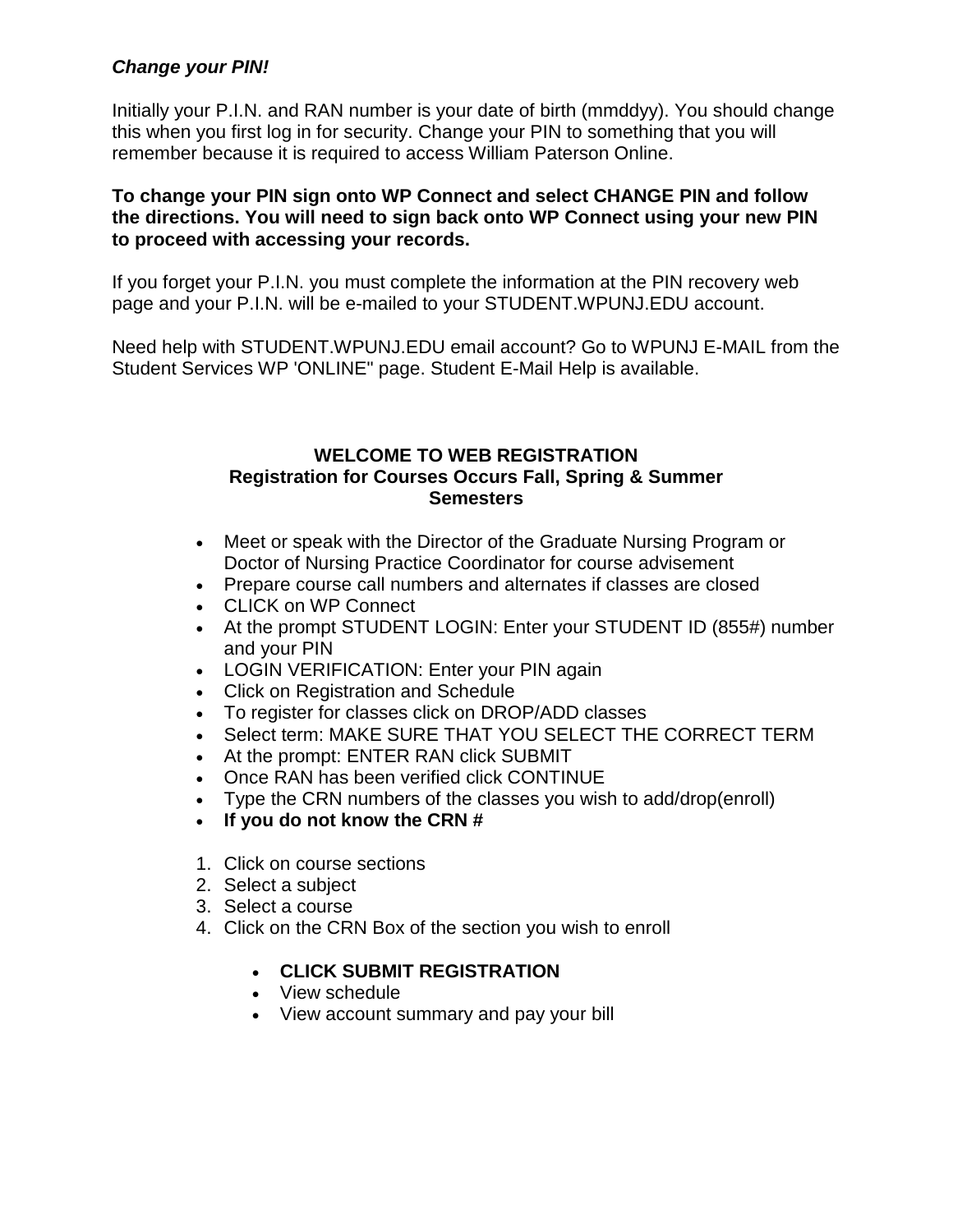***Change your PIN!***

Initially your P.I.N. and RAN number is your date of birth (mmddyy). You should change this when you first log in for security. Change your PIN to something that you will remember because it is required to access William Paterson Online.

**To change your PIN sign onto WP Connect and select CHANGE PIN and follow the directions. You will need to sign back onto WP Connect using your new PIN to proceed with accessing your records.**

If you forget your P.I.N. you must complete the information at the PIN recovery web page and your P.I.N. will be e-mailed to your STUDENT.WPUNJ.EDU account.

Need help with STUDENT.WPUNJ.EDU email account? Go to WPUNJ E-MAIL from the Student Services WP 'ONLINE" page. Student E-Mail Help is available.

## WELCOME TO WEB REGISTRATION
## Registration for Courses Occurs Fall, Spring & Summer Semesters

- Meet or speak with the Director of the Graduate Nursing Program or Doctor of Nursing Practice Coordinator for course advisement
- Prepare course call numbers and alternates if classes are closed
- CLICK on WP Connect
- At the prompt STUDENT LOGIN: Enter your STUDENT ID (855#) number and your PIN
- LOGIN VERIFICATION: Enter your PIN again
- Click on Registration and Schedule
- To register for classes click on DROP/ADD classes
- Select term: MAKE SURE THAT YOU SELECT THE CORRECT TERM
- At the prompt: ENTER RAN click SUBMIT
- Once RAN has been verified click CONTINUE
- Type the CRN numbers of the classes you wish to add/drop(enroll)
- **If you do not know the CRN #**

1. Click on course sections
2. Select a subject
3. Select a course
4. Click on the CRN Box of the section you wish to enroll

- **CLICK SUBMIT REGISTRATION**
- View schedule
- View account summary and pay your bill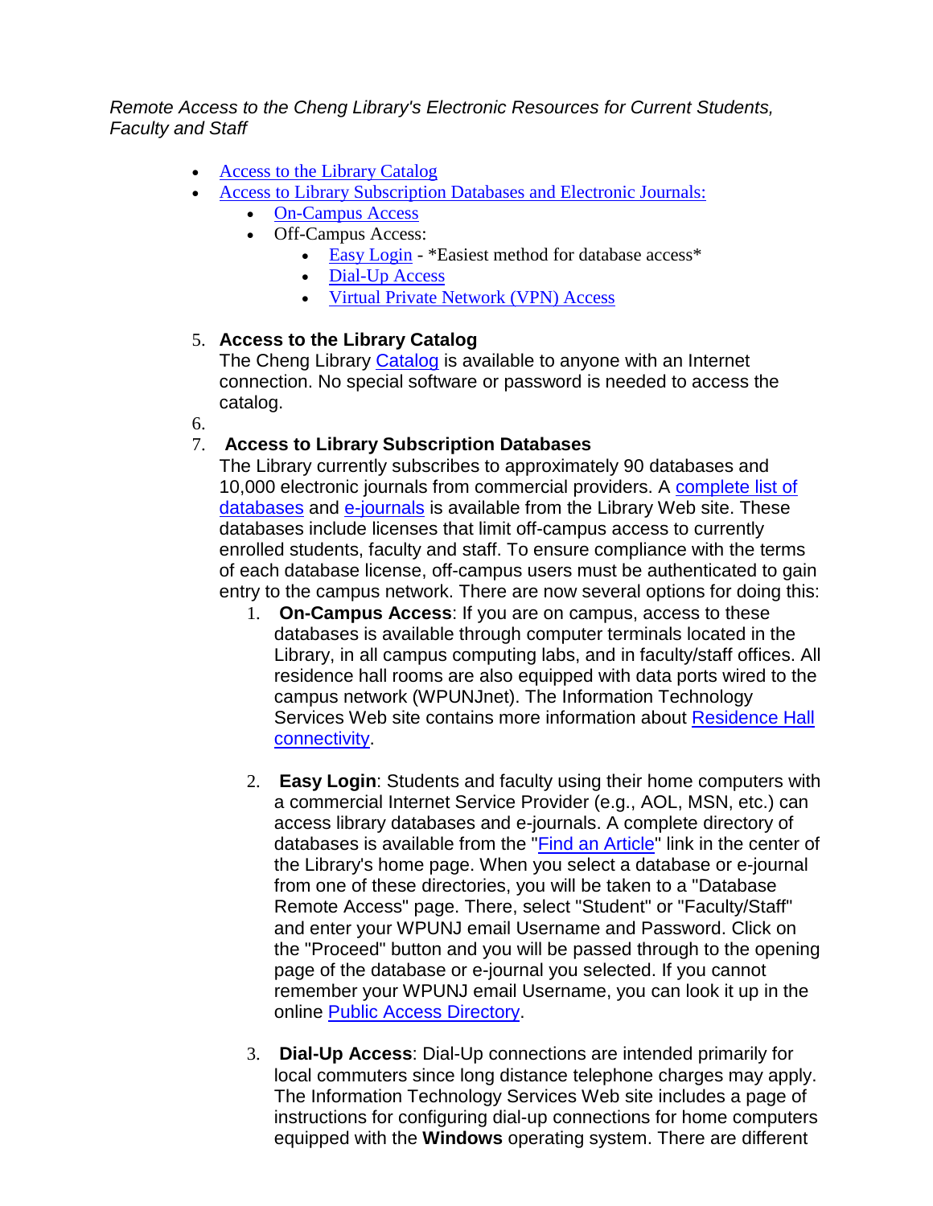*Remote Access to the Cheng Library's Electronic Resources for Current Students, Faculty and Staff*

- Access to the Library Catalog
- Access to Library Subscription Databases and Electronic Journals:
  - On-Campus Access
  - Off-Campus Access:
    - Easy Login - *Easiest method for database access*
    - Dial-Up Access
    - Virtual Private Network (VPN) Access

5. **Access to the Library Catalog**
   The Cheng Library Catalog is available to anyone with an Internet connection. No special software or password is needed to access the catalog.
6. 
7. **Access to Library Subscription Databases**
   The Library currently subscribes to approximately 90 databases and 10,000 electronic journals from commercial providers. A complete list of databases and e-journals is available from the Library Web site. These databases include licenses that limit off-campus access to currently enrolled students, faculty and staff. To ensure compliance with the terms of each database license, off-campus users must be authenticated to gain entry to the campus network. There are now several options for doing this:
   1. **On-Campus Access**: If you are on campus, access to these databases is available through computer terminals located in the Library, in all campus computing labs, and in faculty/staff offices. All residence hall rooms are also equipped with data ports wired to the campus network (WPUNJnet). The Information Technology Services Web site contains more information about Residence Hall connectivity.

   2. **Easy Login**: Students and faculty using their home computers with a commercial Internet Service Provider (e.g., AOL, MSN, etc.) can access library databases and e-journals. A complete directory of databases is available from the "Find an Article" link in the center of the Library's home page. When you select a database or e-journal from one of these directories, you will be taken to a "Database Remote Access" page. There, select "Student" or "Faculty/Staff" and enter your WPUNJ email Username and Password. Click on the "Proceed" button and you will be passed through to the opening page of the database or e-journal you selected. If you cannot remember your WPUNJ email Username, you can look it up in the online Public Access Directory.

   3. **Dial-Up Access**: Dial-Up connections are intended primarily for local commuters since long distance telephone charges may apply. The Information Technology Services Web site includes a page of instructions for configuring dial-up connections for home computers equipped with the **Windows** operating system. There are different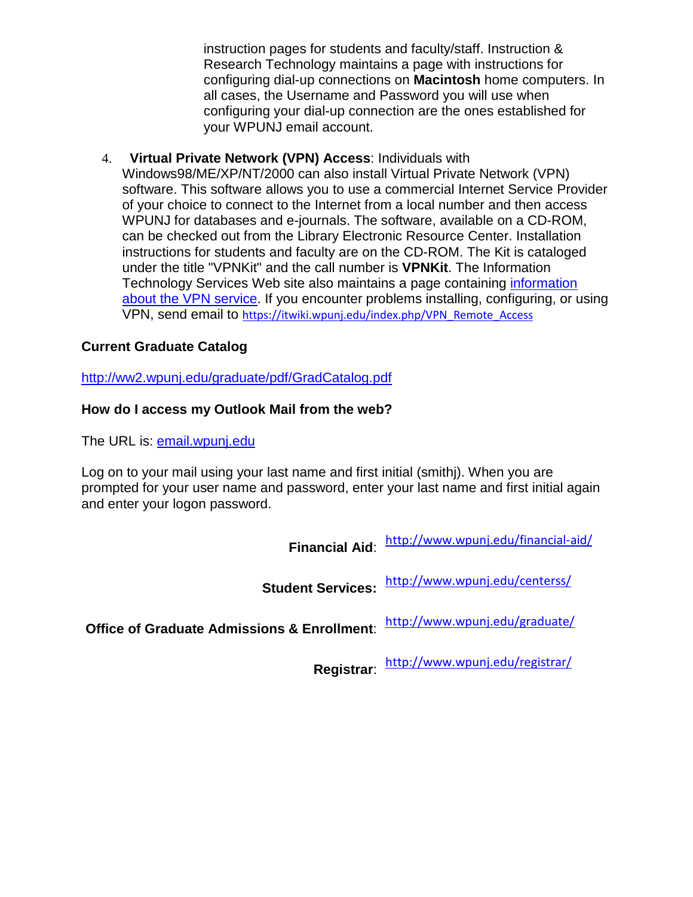instruction pages for students and faculty/staff. Instruction & Research Technology maintains a page with instructions for configuring dial-up connections on **Macintosh** home computers. In all cases, the Username and Password you will use when configuring your dial-up connection are the ones established for your WPUNJ email account.

4. **Virtual Private Network (VPN) Access**: Individuals with Windows98/ME/XP/NT/2000 can also install Virtual Private Network (VPN) software. This software allows you to use a commercial Internet Service Provider of your choice to connect to the Internet from a local number and then access WPUNJ for databases and e-journals. The software, available on a CD-ROM, can be checked out from the Library Electronic Resource Center. Installation instructions for students and faculty are on the CD-ROM. The Kit is cataloged under the title "VPNKit" and the call number is **VPNKit**. The Information Technology Services Web site also maintains a page containing information about the VPN service. If you encounter problems installing, configuring, or using VPN, send email to https://itwiki.wpunj.edu/index.php/VPN_Remote_Access

**Current Graduate Catalog**

http://ww2.wpunj.edu/graduate/pdf/GradCatalog.pdf

**How do I access my Outlook Mail from the web?**

The URL is: email.wpunj.edu

Log on to your mail using your last name and first initial (smithj). When you are prompted for your user name and password, enter your last name and first initial again and enter your logon password.

**Financial Aid**: http://www.wpunj.edu/financial-aid/

**Student Services:** http://www.wpunj.edu/centerss/

**Office of Graduate Admissions & Enrollment**: http://www.wpunj.edu/graduate/

**Registrar**: http://www.wpunj.edu/registrar/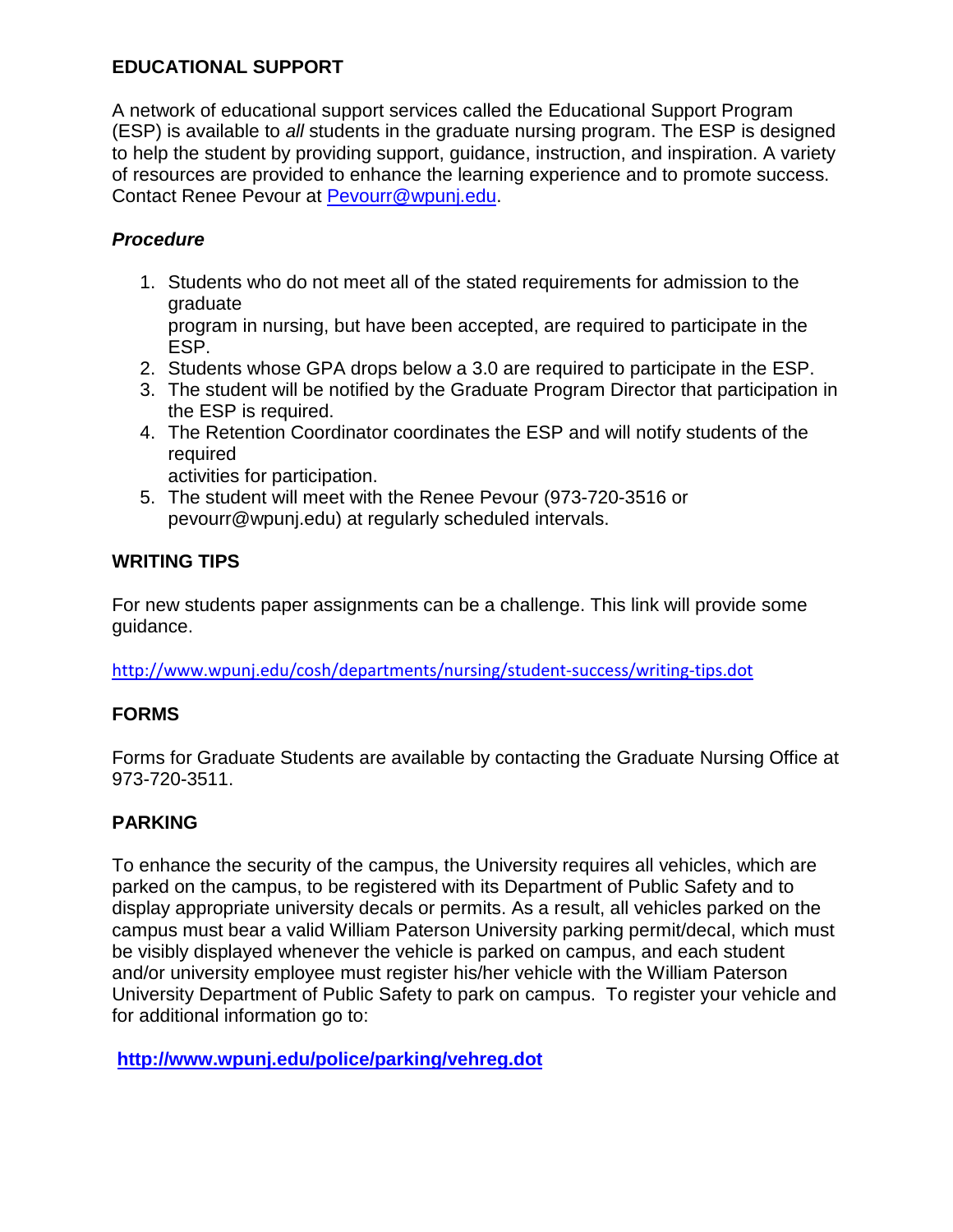## EDUCATIONAL SUPPORT

A network of educational support services called the Educational Support Program (ESP) is available to *all* students in the graduate nursing program. The ESP is designed to help the student by providing support, guidance, instruction, and inspiration. A variety of resources are provided to enhance the learning experience and to promote success. Contact Renee Pevour at [Pevourr@wpunj.edu](mailto:Pevourr@wpunj.edu).

### *Procedure*

1. Students who do not meet all of the stated requirements for admission to the graduate program in nursing, but have been accepted, are required to participate in the ESP.
2. Students whose GPA drops below a 3.0 are required to participate in the ESP.
3. The student will be notified by the Graduate Program Director that participation in the ESP is required.
4. The Retention Coordinator coordinates the ESP and will notify students of the required activities for participation.
5. The student will meet with the Renee Pevour (973-720-3516 or pevourr@wpunj.edu) at regularly scheduled intervals.

## WRITING TIPS

For new students paper assignments can be a challenge. This link will provide some guidance.

http://www.wpunj.edu/cosh/departments/nursing/student-success/writing-tips.dot

## FORMS

Forms for Graduate Students are available by contacting the Graduate Nursing Office at 973-720-3511.

## PARKING

To enhance the security of the campus, the University requires all vehicles, which are parked on the campus, to be registered with its Department of Public Safety and to display appropriate university decals or permits. As a result, all vehicles parked on the campus must bear a valid William Paterson University parking permit/decal, which must be visibly displayed whenever the vehicle is parked on campus, and each student and/or university employee must register his/her vehicle with the William Paterson University Department of Public Safety to park on campus. To register your vehicle and for additional information go to:

**http://www.wpunj.edu/police/parking/vehreg.dot**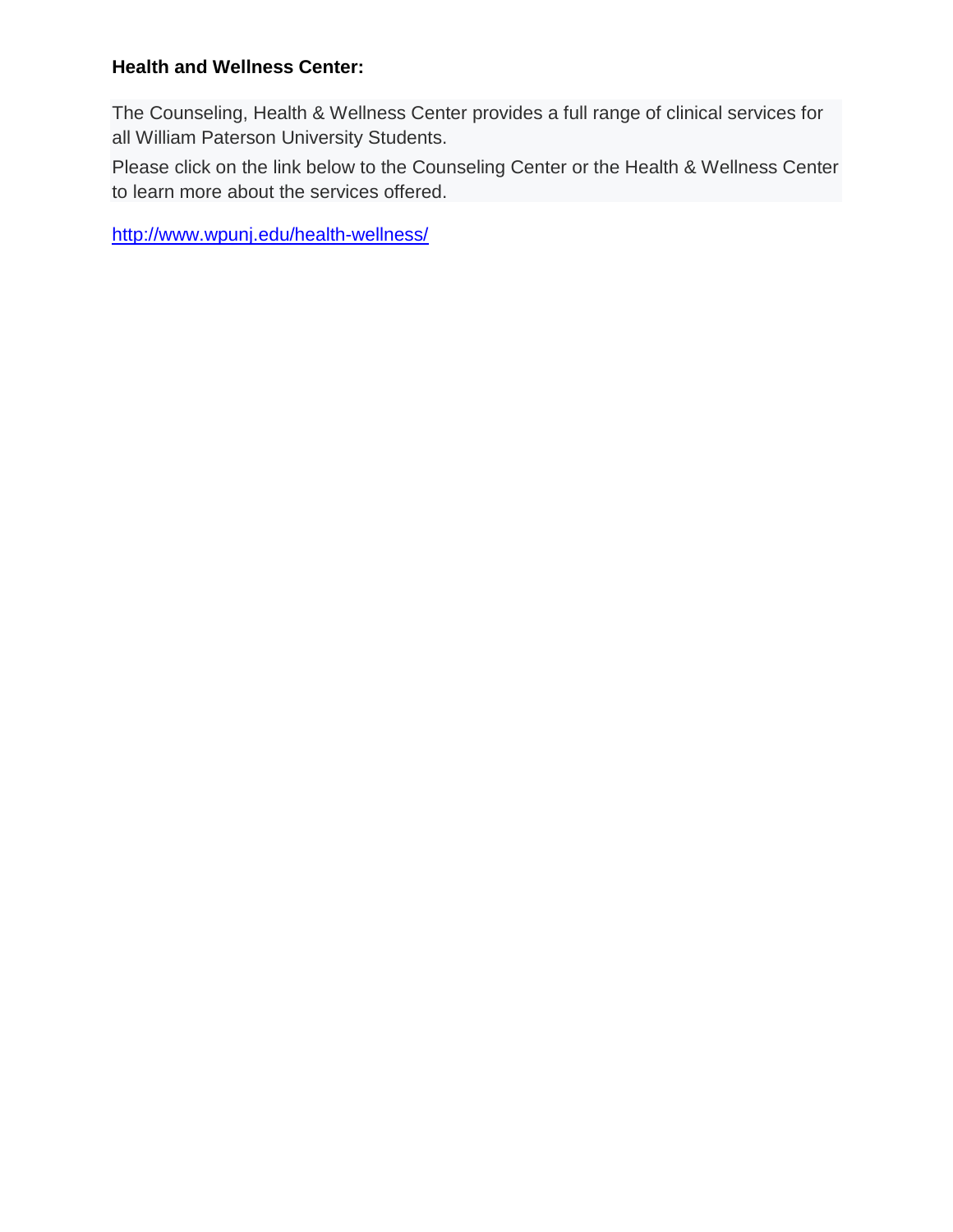**Health and Wellness Center:**

The Counseling, Health & Wellness Center provides a full range of clinical services for all William Paterson University Students.

Please click on the link below to the Counseling Center or the Health & Wellness Center to learn more about the services offered.

http://www.wpunj.edu/health-wellness/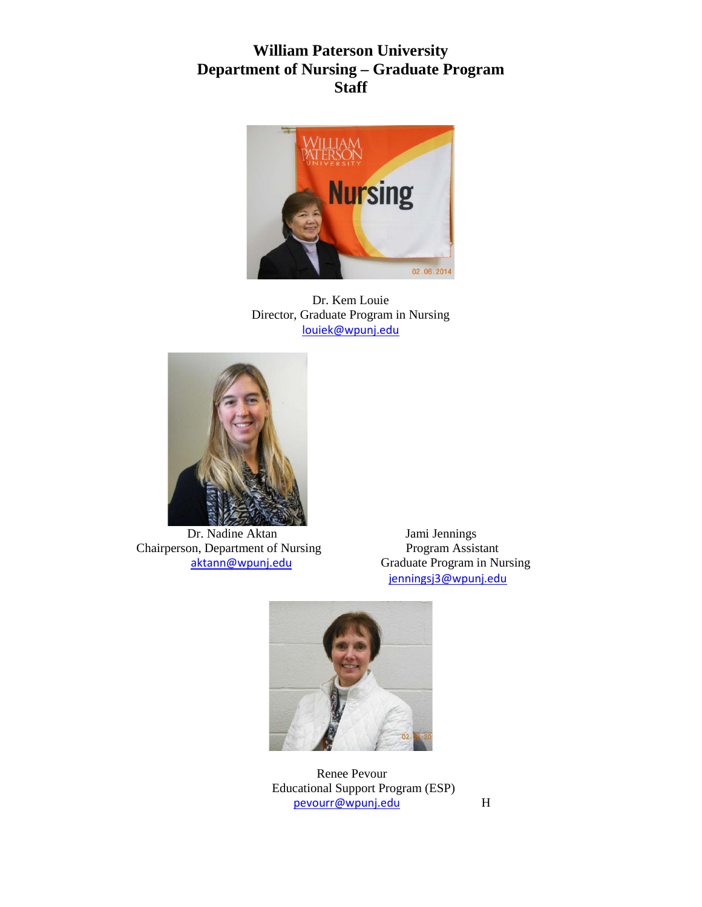# William Paterson University
# Department of Nursing – Graduate Program
# Staff

Dr. Kem Louie
Director, Graduate Program in Nursing
louiek@wpunj.edu

Dr. Nadine Aktan
Chairperson, Department of Nursing
aktann@wpunj.edu

Jami Jennings
Program Assistant
Graduate Program in Nursing
jenningsj3@wpunj.edu

Renee Pevour
Educational Support Program (ESP)
pevourr@wpunj.edu

H